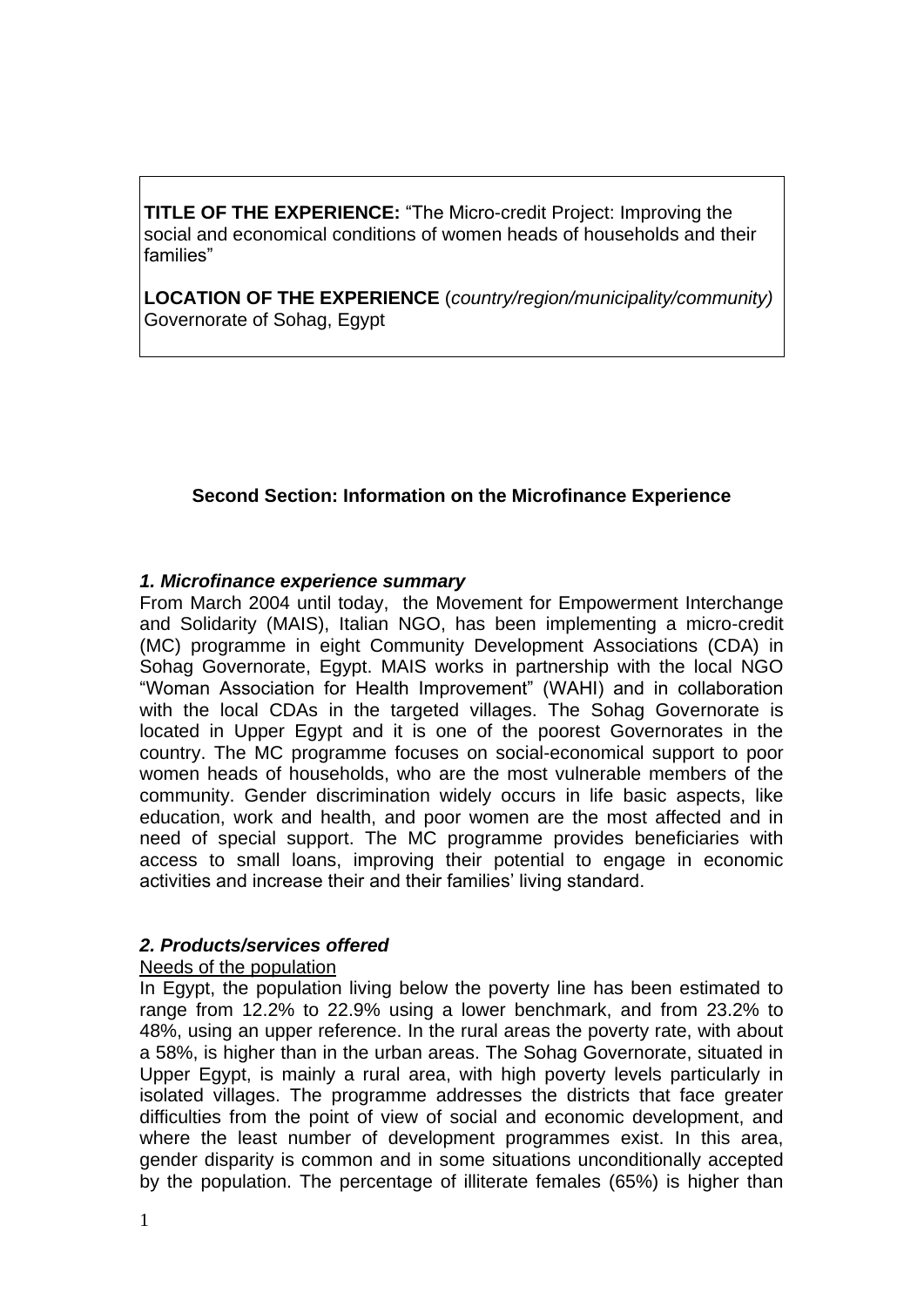**TITLE OF THE EXPERIENCE:** "The Micro-credit Project: Improving the social and economical conditions of women heads of households and their families"

**LOCATION OF THE EXPERIENCE** (*country/region/municipality/community)*
Governorate of Sohag, Egypt

## Second Section: Information on the Microfinance Experience

### *1. Microfinance experience summary*

From March 2004 until today, the Movement for Empowerment Interchange and Solidarity (MAIS), Italian NGO, has been implementing a micro-credit (MC) programme in eight Community Development Associations (CDA) in Sohag Governorate, Egypt. MAIS works in partnership with the local NGO "Woman Association for Health Improvement" (WAHI) and in collaboration with the local CDAs in the targeted villages. The Sohag Governorate is located in Upper Egypt and it is one of the poorest Governorates in the country. The MC programme focuses on social-economical support to poor women heads of households, who are the most vulnerable members of the community. Gender discrimination widely occurs in life basic aspects, like education, work and health, and poor women are the most affected and in need of special support. The MC programme provides beneficiaries with access to small loans, improving their potential to engage in economic activities and increase their and their families' living standard.

### *2. Products/services offered*

<u>Needs of the population</u>

In Egypt, the population living below the poverty line has been estimated to range from 12.2% to 22.9% using a lower benchmark, and from 23.2% to 48%, using an upper reference. In the rural areas the poverty rate, with about a 58%, is higher than in the urban areas. The Sohag Governorate, situated in Upper Egypt, is mainly a rural area, with high poverty levels particularly in isolated villages. The programme addresses the districts that face greater difficulties from the point of view of social and economic development, and where the least number of development programmes exist. In this area, gender disparity is common and in some situations unconditionally accepted by the population. The percentage of illiterate females (65%) is higher than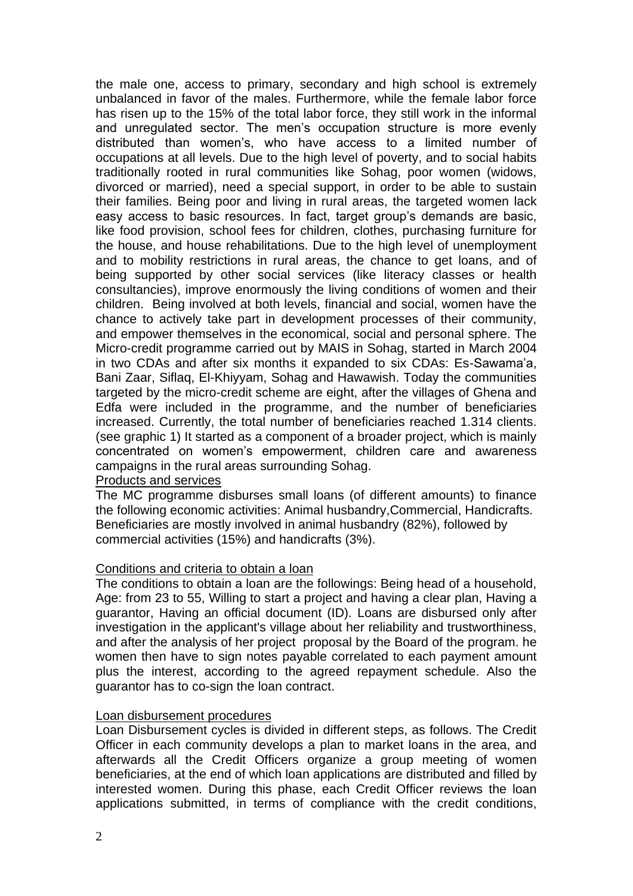the male one, access to primary, secondary and high school is extremely unbalanced in favor of the males. Furthermore, while the female labor force has risen up to the 15% of the total labor force, they still work in the informal and unregulated sector. The men's occupation structure is more evenly distributed than women's, who have access to a limited number of occupations at all levels. Due to the high level of poverty, and to social habits traditionally rooted in rural communities like Sohag, poor women (widows, divorced or married), need a special support, in order to be able to sustain their families. Being poor and living in rural areas, the targeted women lack easy access to basic resources. In fact, target group's demands are basic, like food provision, school fees for children, clothes, purchasing furniture for the house, and house rehabilitations. Due to the high level of unemployment and to mobility restrictions in rural areas, the chance to get loans, and of being supported by other social services (like literacy classes or health consultancies), improve enormously the living conditions of women and their children. Being involved at both levels, financial and social, women have the chance to actively take part in development processes of their community, and empower themselves in the economical, social and personal sphere. The Micro-credit programme carried out by MAIS in Sohag, started in March 2004 in two CDAs and after six months it expanded to six CDAs: Es-Sawama'a, Bani Zaar, Siflaq, El-Khiyyam, Sohag and Hawawish. Today the communities targeted by the micro-credit scheme are eight, after the villages of Ghena and Edfa were included in the programme, and the number of beneficiaries increased. Currently, the total number of beneficiaries reached 1.314 clients. (see graphic 1) It started as a component of a broader project, which is mainly concentrated on women's empowerment, children care and awareness campaigns in the rural areas surrounding Sohag.

## Products and services

The MC programme disburses small loans (of different amounts) to finance the following economic activities: Animal husbandry,Commercial, Handicrafts. Beneficiaries are mostly involved in animal husbandry (82%), followed by commercial activities (15%) and handicrafts (3%).

## Conditions and criteria to obtain a loan

The conditions to obtain a loan are the followings: Being head of a household, Age: from 23 to 55, Willing to start a project and having a clear plan, Having a guarantor, Having an official document (ID). Loans are disbursed only after investigation in the applicant's village about her reliability and trustworthiness, and after the analysis of her project proposal by the Board of the program. he women then have to sign notes payable correlated to each payment amount plus the interest, according to the agreed repayment schedule. Also the guarantor has to co-sign the loan contract.

## Loan disbursement procedures

Loan Disbursement cycles is divided in different steps, as follows. The Credit Officer in each community develops a plan to market loans in the area, and afterwards all the Credit Officers organize a group meeting of women beneficiaries, at the end of which loan applications are distributed and filled by interested women. During this phase, each Credit Officer reviews the loan applications submitted, in terms of compliance with the credit conditions,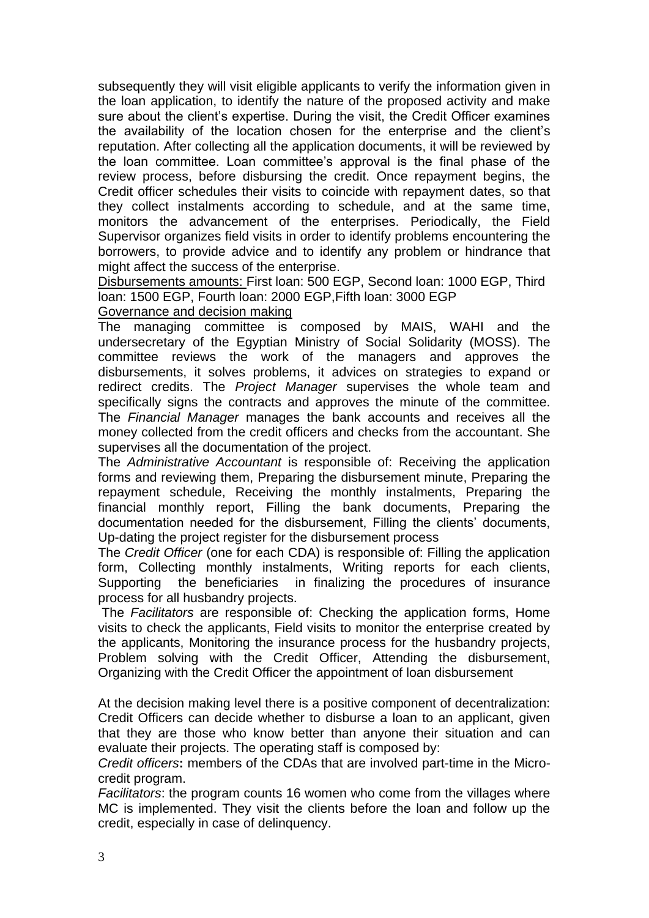subsequently they will visit eligible applicants to verify the information given in the loan application, to identify the nature of the proposed activity and make sure about the client's expertise. During the visit, the Credit Officer examines the availability of the location chosen for the enterprise and the client's reputation. After collecting all the application documents, it will be reviewed by the loan committee. Loan committee's approval is the final phase of the review process, before disbursing the credit. Once repayment begins, the Credit officer schedules their visits to coincide with repayment dates, so that they collect instalments according to schedule, and at the same time, monitors the advancement of the enterprises. Periodically, the Field Supervisor organizes field visits in order to identify problems encountering the borrowers, to provide advice and to identify any problem or hindrance that might affect the success of the enterprise.

Disbursements amounts: First loan: 500 EGP, Second loan: 1000 EGP, Third loan: 1500 EGP, Fourth loan: 2000 EGP,Fifth loan: 3000 EGP

Governance and decision making

The managing committee is composed by MAIS, WAHI and the undersecretary of the Egyptian Ministry of Social Solidarity (MOSS). The committee reviews the work of the managers and approves the disbursements, it solves problems, it advices on strategies to expand or redirect credits. The *Project Manager* supervises the whole team and specifically signs the contracts and approves the minute of the committee. The *Financial Manager* manages the bank accounts and receives all the money collected from the credit officers and checks from the accountant. She supervises all the documentation of the project.

The *Administrative Accountant* is responsible of: Receiving the application forms and reviewing them, Preparing the disbursement minute, Preparing the repayment schedule, Receiving the monthly instalments, Preparing the financial monthly report, Filling the bank documents, Preparing the documentation needed for the disbursement, Filling the clients' documents, Up-dating the project register for the disbursement process

The *Credit Officer* (one for each CDA) is responsible of: Filling the application form, Collecting monthly instalments, Writing reports for each clients, Supporting the beneficiaries in finalizing the procedures of insurance process for all husbandry projects.

The *Facilitators* are responsible of: Checking the application forms, Home visits to check the applicants, Field visits to monitor the enterprise created by the applicants, Monitoring the insurance process for the husbandry projects, Problem solving with the Credit Officer, Attending the disbursement, Organizing with the Credit Officer the appointment of loan disbursement

At the decision making level there is a positive component of decentralization: Credit Officers can decide whether to disburse a loan to an applicant, given that they are those who know better than anyone their situation and can evaluate their projects. The operating staff is composed by:

*Credit officers***:** members of the CDAs that are involved part-time in the Micro-credit program.

*Facilitators*: the program counts 16 women who come from the villages where MC is implemented. They visit the clients before the loan and follow up the credit, especially in case of delinquency.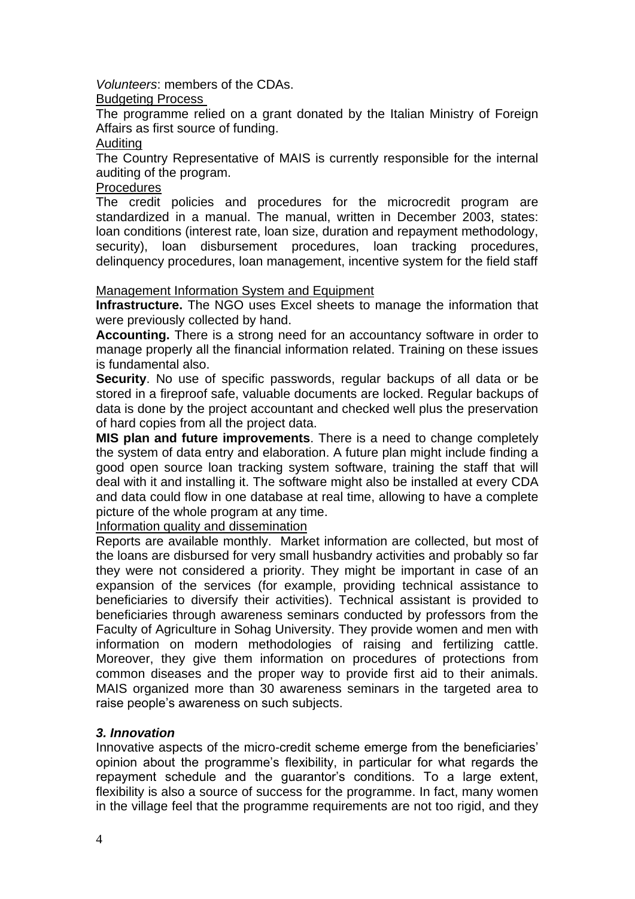*Volunteers*: members of the CDAs.

Budgeting Process

The programme relied on a grant donated by the Italian Ministry of Foreign Affairs as first source of funding.

Auditing

The Country Representative of MAIS is currently responsible for the internal auditing of the program.

Procedures

The credit policies and procedures for the microcredit program are standardized in a manual. The manual, written in December 2003, states: loan conditions (interest rate, loan size, duration and repayment methodology, security), loan disbursement procedures, loan tracking procedures, delinquency procedures, loan management, incentive system for the field staff

Management Information System and Equipment

**Infrastructure.** The NGO uses Excel sheets to manage the information that were previously collected by hand.

**Accounting.** There is a strong need for an accountancy software in order to manage properly all the financial information related. Training on these issues is fundamental also.

**Security**. No use of specific passwords, regular backups of all data or be stored in a fireproof safe, valuable documents are locked. Regular backups of data is done by the project accountant and checked well plus the preservation of hard copies from all the project data.

**MIS plan and future improvements**. There is a need to change completely the system of data entry and elaboration. A future plan might include finding a good open source loan tracking system software, training the staff that will deal with it and installing it. The software might also be installed at every CDA and data could flow in one database at real time, allowing to have a complete picture of the whole program at any time.

Information quality and dissemination

Reports are available monthly. Market information are collected, but most of the loans are disbursed for very small husbandry activities and probably so far they were not considered a priority. They might be important in case of an expansion of the services (for example, providing technical assistance to beneficiaries to diversify their activities). Technical assistant is provided to beneficiaries through awareness seminars conducted by professors from the Faculty of Agriculture in Sohag University. They provide women and men with information on modern methodologies of raising and fertilizing cattle. Moreover, they give them information on procedures of protections from common diseases and the proper way to provide first aid to their animals. MAIS organized more than 30 awareness seminars in the targeted area to raise people's awareness on such subjects.

### *3. Innovation*

Innovative aspects of the micro-credit scheme emerge from the beneficiaries' opinion about the programme's flexibility, in particular for what regards the repayment schedule and the guarantor's conditions. To a large extent, flexibility is also a source of success for the programme. In fact, many women in the village feel that the programme requirements are not too rigid, and they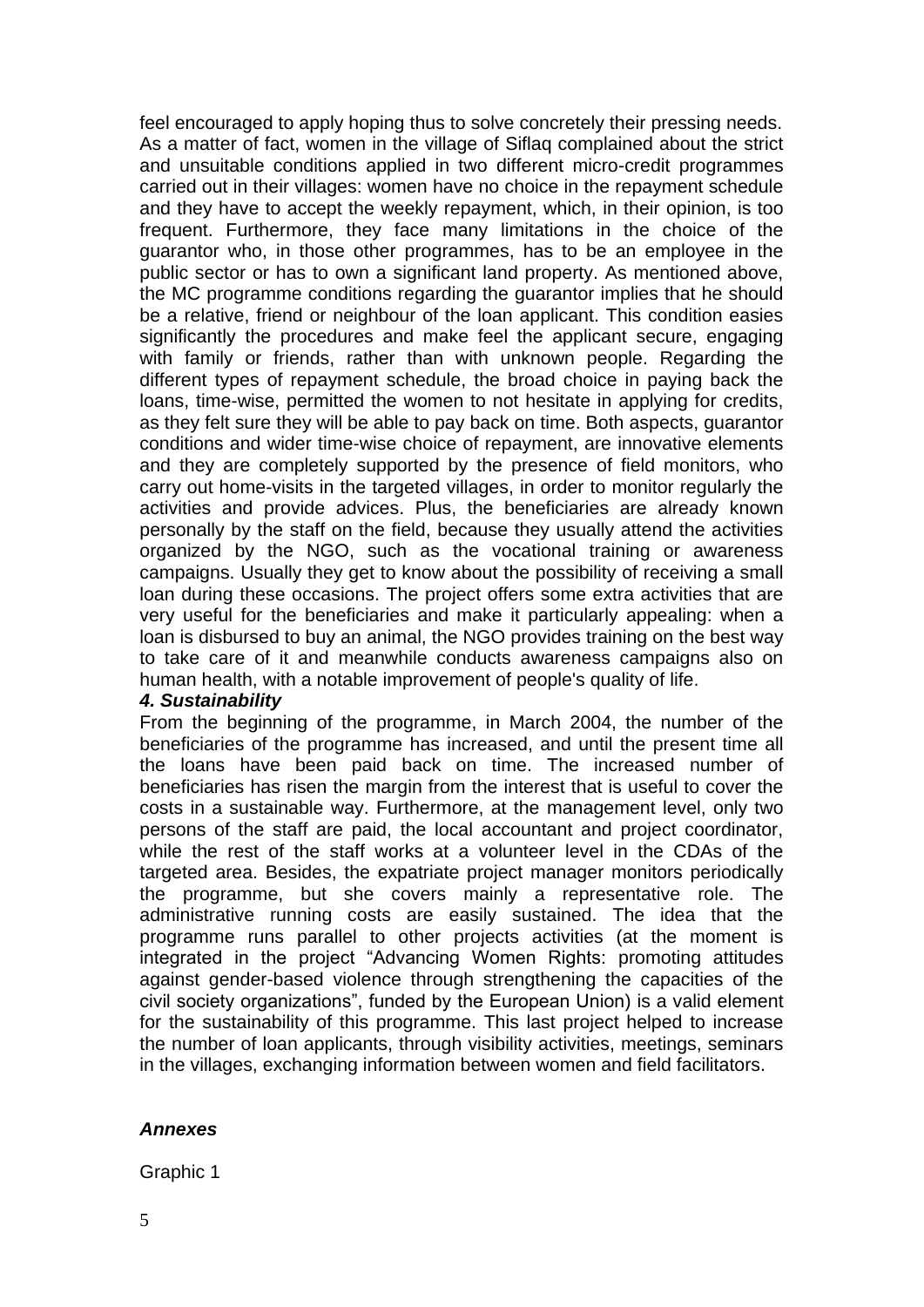feel encouraged to apply hoping thus to solve concretely their pressing needs. As a matter of fact, women in the village of Siflaq complained about the strict and unsuitable conditions applied in two different micro-credit programmes carried out in their villages: women have no choice in the repayment schedule and they have to accept the weekly repayment, which, in their opinion, is too frequent. Furthermore, they face many limitations in the choice of the guarantor who, in those other programmes, has to be an employee in the public sector or has to own a significant land property. As mentioned above, the MC programme conditions regarding the guarantor implies that he should be a relative, friend or neighbour of the loan applicant. This condition easies significantly the procedures and make feel the applicant secure, engaging with family or friends, rather than with unknown people. Regarding the different types of repayment schedule, the broad choice in paying back the loans, time-wise, permitted the women to not hesitate in applying for credits, as they felt sure they will be able to pay back on time. Both aspects, guarantor conditions and wider time-wise choice of repayment, are innovative elements and they are completely supported by the presence of field monitors, who carry out home-visits in the targeted villages, in order to monitor regularly the activities and provide advices. Plus, the beneficiaries are already known personally by the staff on the field, because they usually attend the activities organized by the NGO, such as the vocational training or awareness campaigns. Usually they get to know about the possibility of receiving a small loan during these occasions. The project offers some extra activities that are very useful for the beneficiaries and make it particularly appealing: when a loan is disbursed to buy an animal, the NGO provides training on the best way to take care of it and meanwhile conducts awareness campaigns also on human health, with a notable improvement of people's quality of life.

***4. Sustainability***

From the beginning of the programme, in March 2004, the number of the beneficiaries of the programme has increased, and until the present time all the loans have been paid back on time. The increased number of beneficiaries has risen the margin from the interest that is useful to cover the costs in a sustainable way. Furthermore, at the management level, only two persons of the staff are paid, the local accountant and project coordinator, while the rest of the staff works at a volunteer level in the CDAs of the targeted area. Besides, the expatriate project manager monitors periodically the programme, but she covers mainly a representative role. The administrative running costs are easily sustained. The idea that the programme runs parallel to other projects activities (at the moment is integrated in the project "Advancing Women Rights: promoting attitudes against gender-based violence through strengthening the capacities of the civil society organizations", funded by the European Union) is a valid element for the sustainability of this programme. This last project helped to increase the number of loan applicants, through visibility activities, meetings, seminars in the villages, exchanging information between women and field facilitators.

***Annexes***

Graphic 1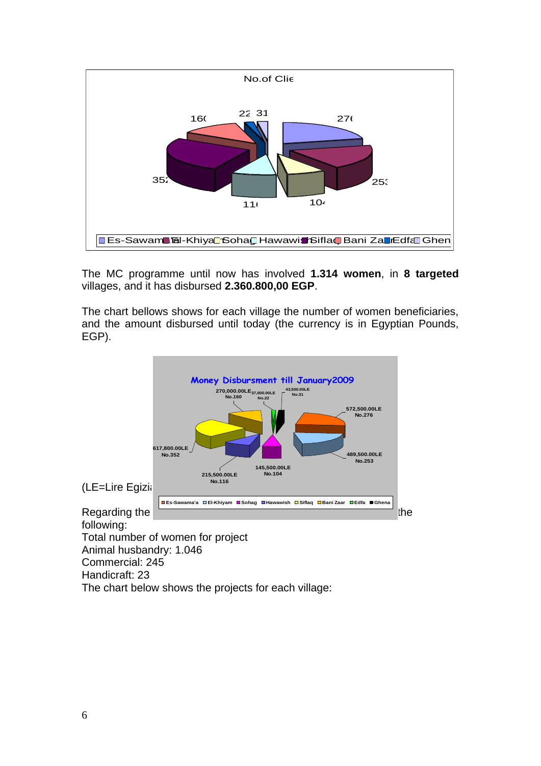The MC programme until now has involved **1.314 women**, in **8 targeted** villages, and it has disbursed **2.360.800,00 EGP**.

The chart bellows shows for each village the number of women beneficiaries, and the amount disbursed until today (the currency is in Egyptian Pounds, EGP).

(LE=Lire Egizi

Regarding the the following:

Total number of women for project

Animal husbandry: 1.046

Commercial: 245

Handicraft: 23

The chart below shows the projects for each village: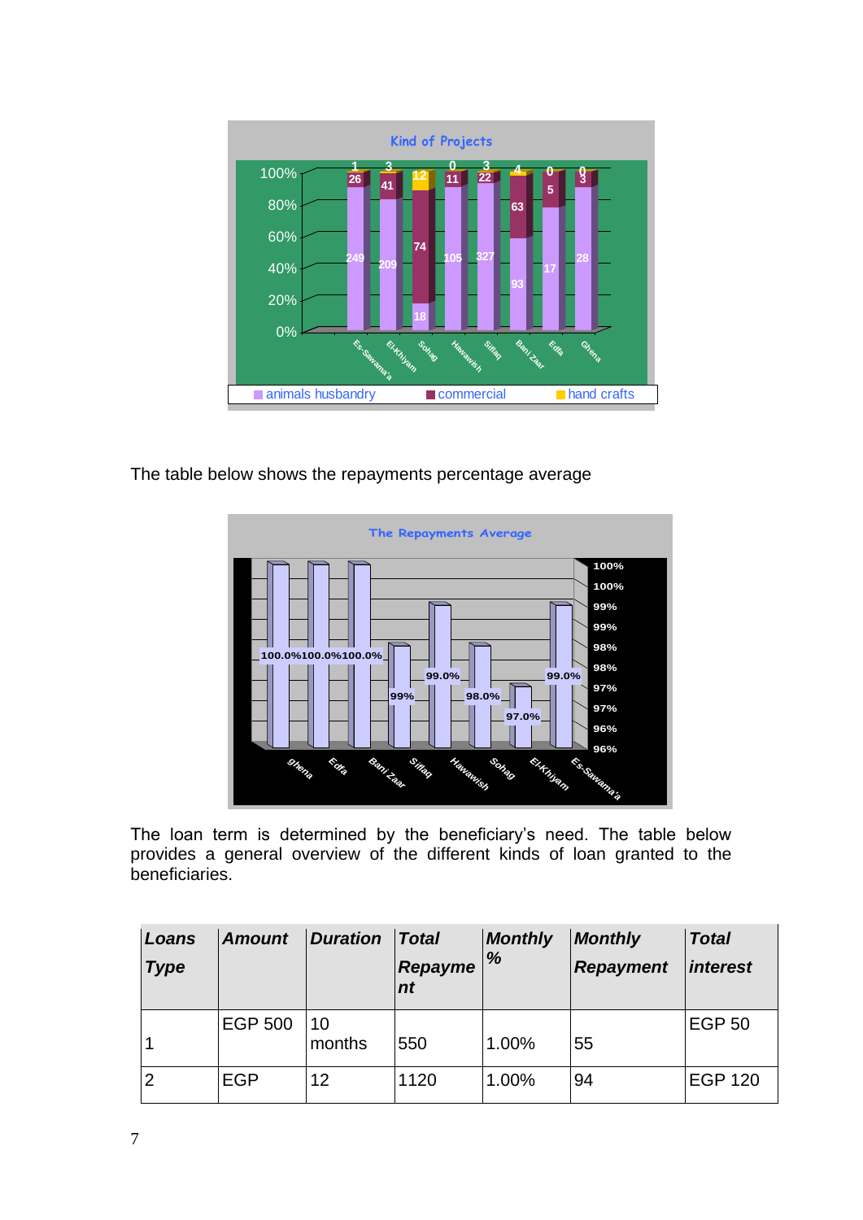Kind of Projects

| | Es-Sawama'a | El-Khiyam | Sohag | Hawawish | Siflaq | Bani Zaar | Edfa | Ghena |
|---|---|---|---|---|---|---|---|---|
| animals husbandry | 249 | 209 | 18 | 105 | 327 | 93 | 17 | 28 |
| commercial | 26 | 41 | 74 | 11 | 22 | 63 | 5 | 3 |
| hand crafts | 1 | 3 | 12 | 0 | 3 | 4 | 0 | 0 |

The table below shows the repayments percentage average

The Repayments Average

| ghena | Edfa | Bani Zaar | Siflaq | Hawawish | Sohag | El-Khiyam | Es-Sawama'a |
|---|---|---|---|---|---|---|---|
| 100.0% | 100.0% | 100.0% | 99% | 99.0% | 98.0% | 97.0% | 99.0% |

The loan term is determined by the beneficiary's need. The table below provides a general overview of the different kinds of loan granted to the beneficiaries.

| *Loans Type* | *Amount* | *Duration* | *Total Repayment* | *Monthly %* | *Monthly Repayment* | *Total interest* |
|---|---|---|---|---|---|---|
| 1 | EGP 500 | 10 months | 550 | 1.00% | 55 | EGP 50 |
| 2 | EGP | 12 | 1120 | 1.00% | 94 | EGP 120 |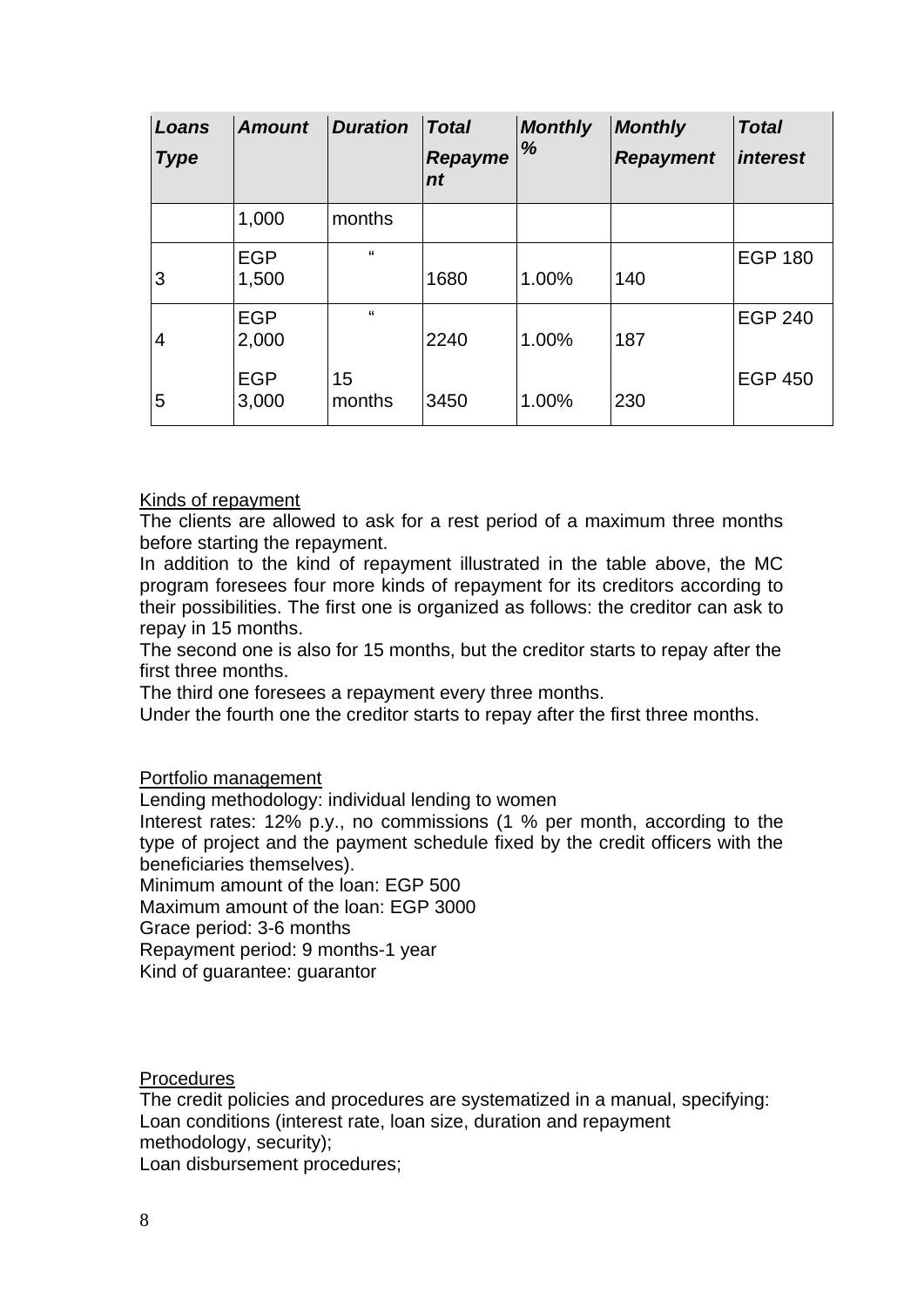| *Loans Type* | *Amount* | *Duration* | *Total Repayment* | *Monthly %* | *Monthly Repayment* | *Total interest* |
|---|---|---|---|---|---|---|
| | 1,000 | months | | | | |
| 3 | EGP 1,500 | " | 1680 | 1.00% | 140 | EGP 180 |
| 4 | EGP 2,000 | " | 2240 | 1.00% | 187 | EGP 240 |
| 5 | EGP 3,000 | 15 months | 3450 | 1.00% | 230 | EGP 450 |

Kinds of repayment

The clients are allowed to ask for a rest period of a maximum three months before starting the repayment.

In addition to the kind of repayment illustrated in the table above, the MC program foresees four more kinds of repayment for its creditors according to their possibilities. The first one is organized as follows: the creditor can ask to repay in 15 months.

The second one is also for 15 months, but the creditor starts to repay after the first three months.

The third one foresees a repayment every three months.

Under the fourth one the creditor starts to repay after the first three months.

Portfolio management

Lending methodology: individual lending to women

Interest rates: 12% p.y., no commissions (1 % per month, according to the type of project and the payment schedule fixed by the credit officers with the beneficiaries themselves).

Minimum amount of the loan: EGP 500

Maximum amount of the loan: EGP 3000

Grace period: 3-6 months

Repayment period: 9 months-1 year

Kind of guarantee: guarantor

Procedures

The credit policies and procedures are systematized in a manual, specifying:

Loan conditions (interest rate, loan size, duration and repayment methodology, security);

Loan disbursement procedures;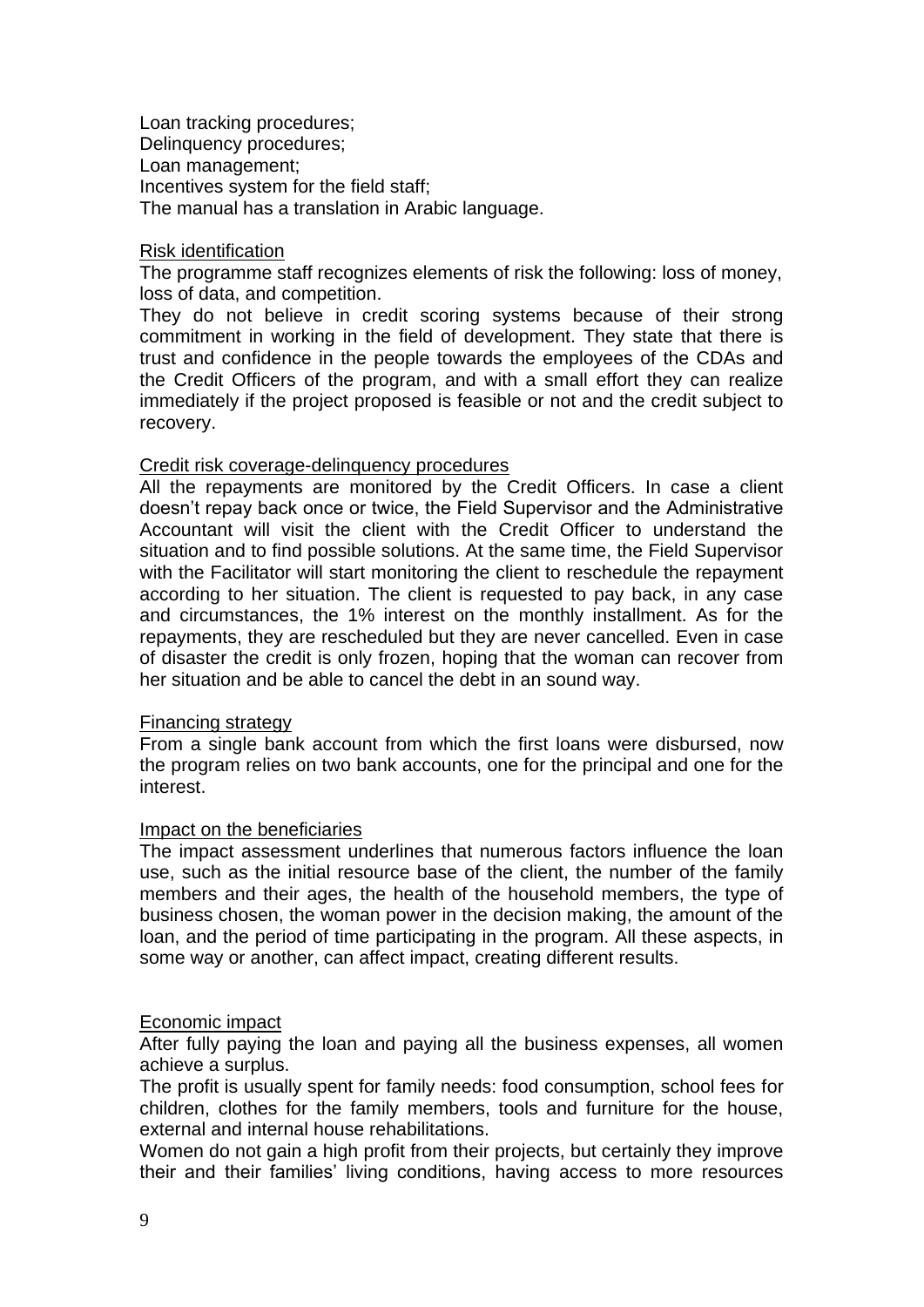Loan tracking procedures;
Delinquency procedures;
Loan management;
Incentives system for the field staff;
The manual has a translation in Arabic language.

Risk identification

The programme staff recognizes elements of risk the following: loss of money, loss of data, and competition.

They do not believe in credit scoring systems because of their strong commitment in working in the field of development. They state that there is trust and confidence in the people towards the employees of the CDAs and the Credit Officers of the program, and with a small effort they can realize immediately if the project proposed is feasible or not and the credit subject to recovery.

Credit risk coverage-delinquency procedures

All the repayments are monitored by the Credit Officers. In case a client doesn't repay back once or twice, the Field Supervisor and the Administrative Accountant will visit the client with the Credit Officer to understand the situation and to find possible solutions. At the same time, the Field Supervisor with the Facilitator will start monitoring the client to reschedule the repayment according to her situation. The client is requested to pay back, in any case and circumstances, the 1% interest on the monthly installment. As for the repayments, they are rescheduled but they are never cancelled. Even in case of disaster the credit is only frozen, hoping that the woman can recover from her situation and be able to cancel the debt in an sound way.

Financing strategy

From a single bank account from which the first loans were disbursed, now the program relies on two bank accounts, one for the principal and one for the interest.

Impact on the beneficiaries

The impact assessment underlines that numerous factors influence the loan use, such as the initial resource base of the client, the number of the family members and their ages, the health of the household members, the type of business chosen, the woman power in the decision making, the amount of the loan, and the period of time participating in the program. All these aspects, in some way or another, can affect impact, creating different results.

Economic impact

After fully paying the loan and paying all the business expenses, all women achieve a surplus.

The profit is usually spent for family needs: food consumption, school fees for children, clothes for the family members, tools and furniture for the house, external and internal house rehabilitations.

Women do not gain a high profit from their projects, but certainly they improve their and their families' living conditions, having access to more resources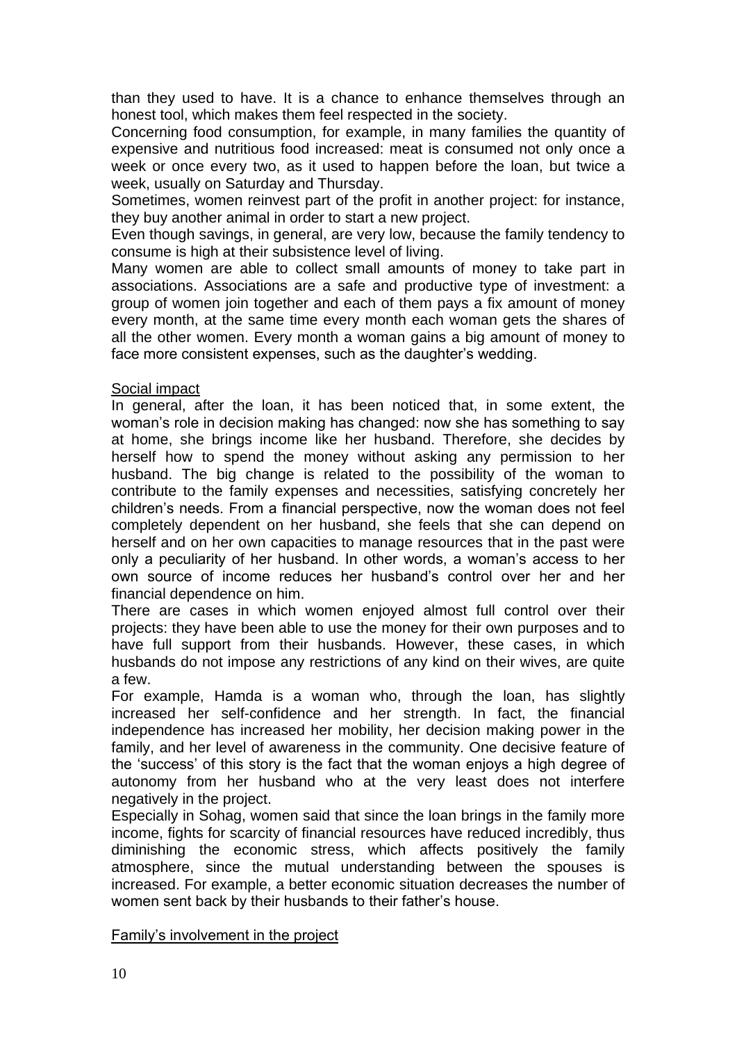than they used to have. It is a chance to enhance themselves through an honest tool, which makes them feel respected in the society.

Concerning food consumption, for example, in many families the quantity of expensive and nutritious food increased: meat is consumed not only once a week or once every two, as it used to happen before the loan, but twice a week, usually on Saturday and Thursday.

Sometimes, women reinvest part of the profit in another project: for instance, they buy another animal in order to start a new project.

Even though savings, in general, are very low, because the family tendency to consume is high at their subsistence level of living.

Many women are able to collect small amounts of money to take part in associations. Associations are a safe and productive type of investment: a group of women join together and each of them pays a fix amount of money every month, at the same time every month each woman gets the shares of all the other women. Every month a woman gains a big amount of money to face more consistent expenses, such as the daughter's wedding.

<u>Social impact</u>

In general, after the loan, it has been noticed that, in some extent, the woman's role in decision making has changed: now she has something to say at home, she brings income like her husband. Therefore, she decides by herself how to spend the money without asking any permission to her husband. The big change is related to the possibility of the woman to contribute to the family expenses and necessities, satisfying concretely her children's needs. From a financial perspective, now the woman does not feel completely dependent on her husband, she feels that she can depend on herself and on her own capacities to manage resources that in the past were only a peculiarity of her husband. In other words, a woman's access to her own source of income reduces her husband's control over her and her financial dependence on him.

There are cases in which women enjoyed almost full control over their projects: they have been able to use the money for their own purposes and to have full support from their husbands. However, these cases, in which husbands do not impose any restrictions of any kind on their wives, are quite a few.

For example, Hamda is a woman who, through the loan, has slightly increased her self-confidence and her strength. In fact, the financial independence has increased her mobility, her decision making power in the family, and her level of awareness in the community. One decisive feature of the 'success' of this story is the fact that the woman enjoys a high degree of autonomy from her husband who at the very least does not interfere negatively in the project.

Especially in Sohag, women said that since the loan brings in the family more income, fights for scarcity of financial resources have reduced incredibly, thus diminishing the economic stress, which affects positively the family atmosphere, since the mutual understanding between the spouses is increased. For example, a better economic situation decreases the number of women sent back by their husbands to their father's house.

<u>Family's involvement in the project</u>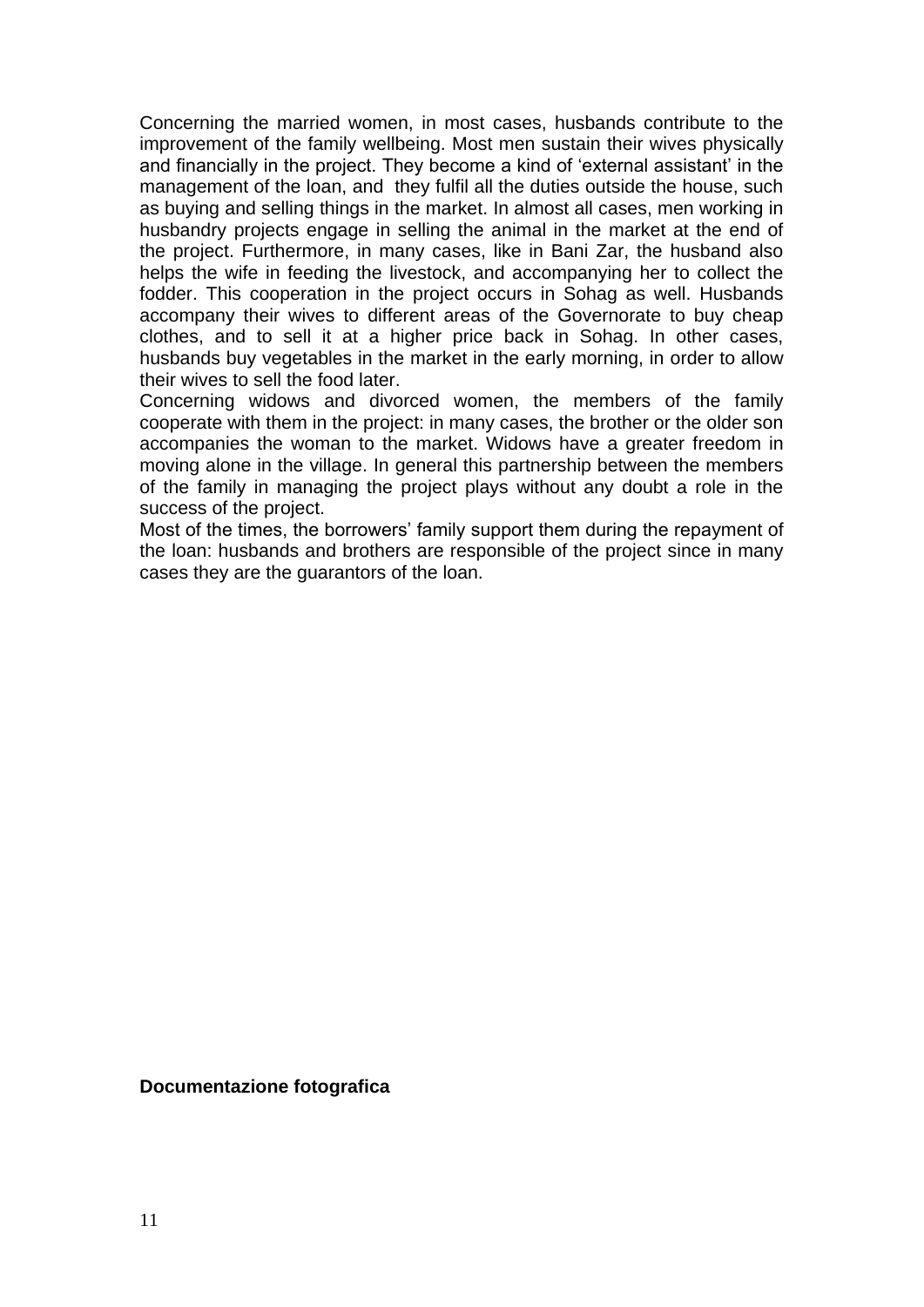Concerning the married women, in most cases, husbands contribute to the improvement of the family wellbeing. Most men sustain their wives physically and financially in the project. They become a kind of 'external assistant' in the management of the loan, and they fulfil all the duties outside the house, such as buying and selling things in the market. In almost all cases, men working in husbandry projects engage in selling the animal in the market at the end of the project. Furthermore, in many cases, like in Bani Zar, the husband also helps the wife in feeding the livestock, and accompanying her to collect the fodder. This cooperation in the project occurs in Sohag as well. Husbands accompany their wives to different areas of the Governorate to buy cheap clothes, and to sell it at a higher price back in Sohag. In other cases, husbands buy vegetables in the market in the early morning, in order to allow their wives to sell the food later.

Concerning widows and divorced women, the members of the family cooperate with them in the project: in many cases, the brother or the older son accompanies the woman to the market. Widows have a greater freedom in moving alone in the village. In general this partnership between the members of the family in managing the project plays without any doubt a role in the success of the project.

Most of the times, the borrowers' family support them during the repayment of the loan: husbands and brothers are responsible of the project since in many cases they are the guarantors of the loan.

**Documentazione fotografica**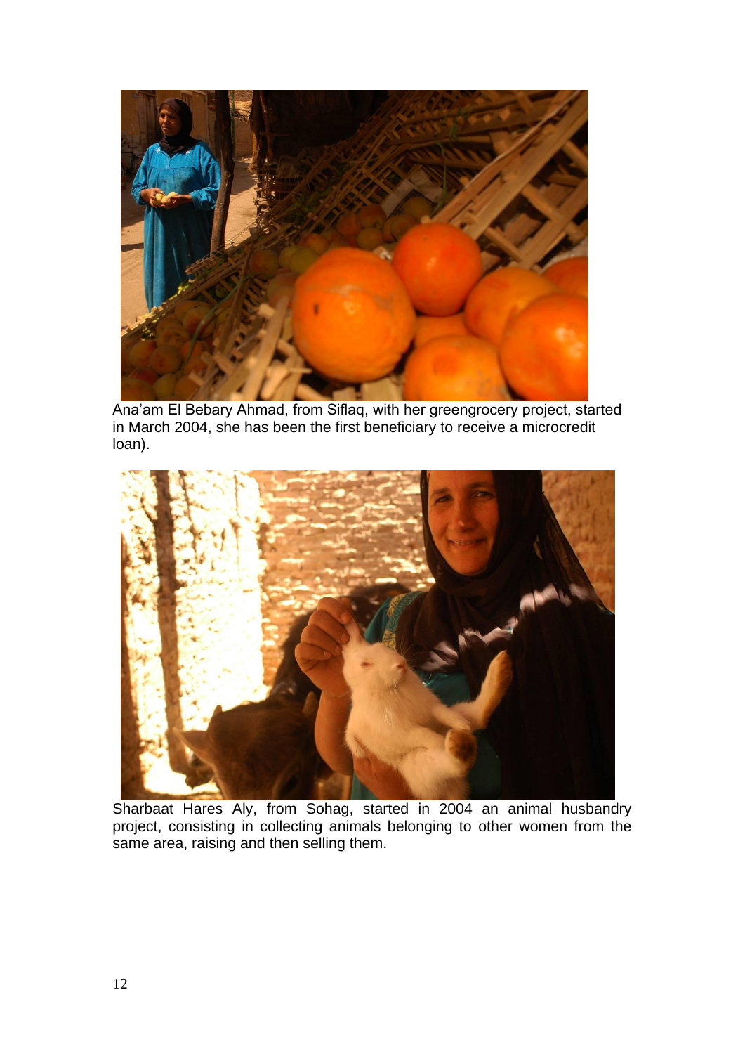Ana'am El Bebary Ahmad, from Siflaq, with her greengrocery project, started in March 2004, she has been the first beneficiary to receive a microcredit loan).

Sharbaat Hares Aly, from Sohag, started in 2004 an animal husbandry project, consisting in collecting animals belonging to other women from the same area, raising and then selling them.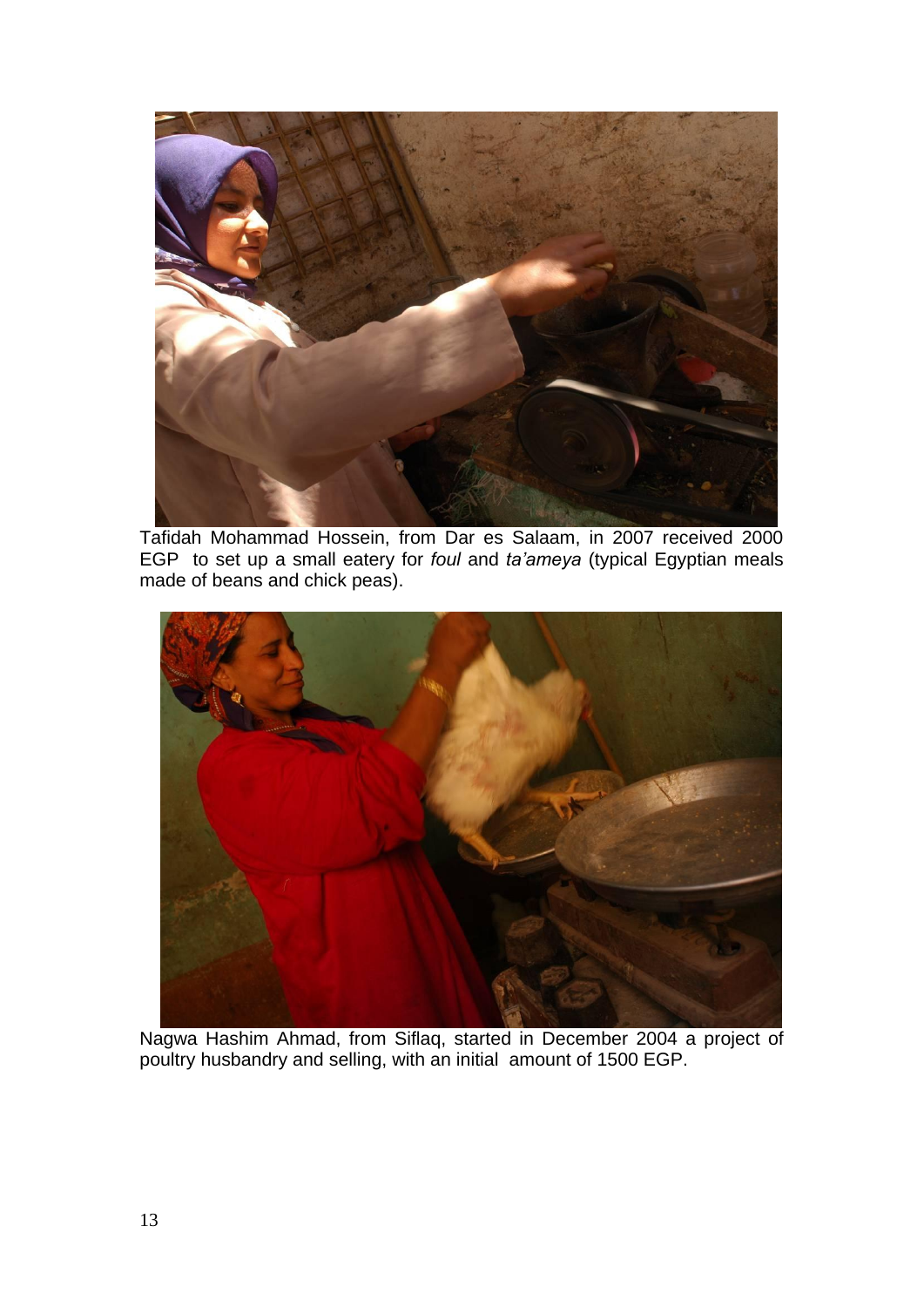Tafidah Mohammad Hossein, from Dar es Salaam, in 2007 received 2000 EGP to set up a small eatery for *foul* and *ta'ameya* (typical Egyptian meals made of beans and chick peas).

Nagwa Hashim Ahmad, from Siflaq, started in December 2004 a project of poultry husbandry and selling, with an initial amount of 1500 EGP.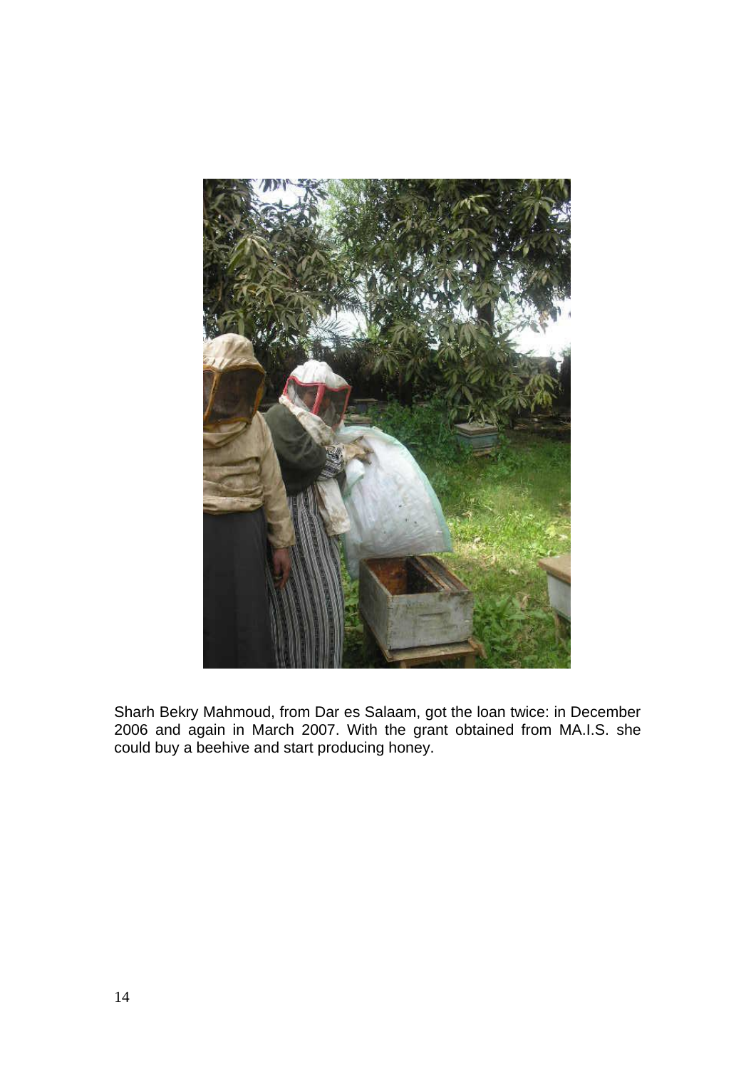Sharh Bekry Mahmoud, from Dar es Salaam, got the loan twice: in December 2006 and again in March 2007. With the grant obtained from MA.I.S. she could buy a beehive and start producing honey.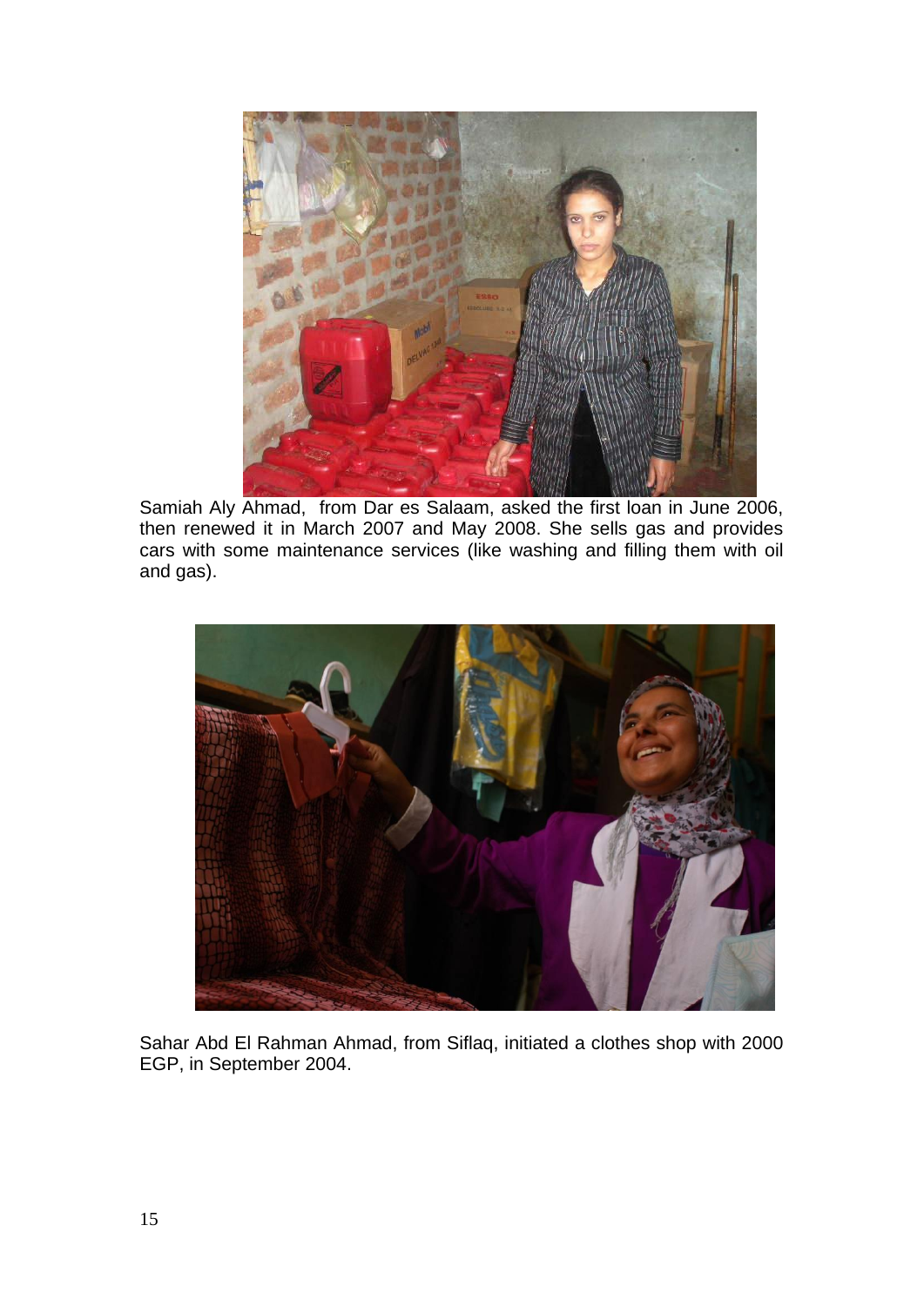Samiah Aly Ahmad, from Dar es Salaam, asked the first loan in June 2006, then renewed it in March 2007 and May 2008. She sells gas and provides cars with some maintenance services (like washing and filling them with oil and gas).

Sahar Abd El Rahman Ahmad, from Siflaq, initiated a clothes shop with 2000 EGP, in September 2004.